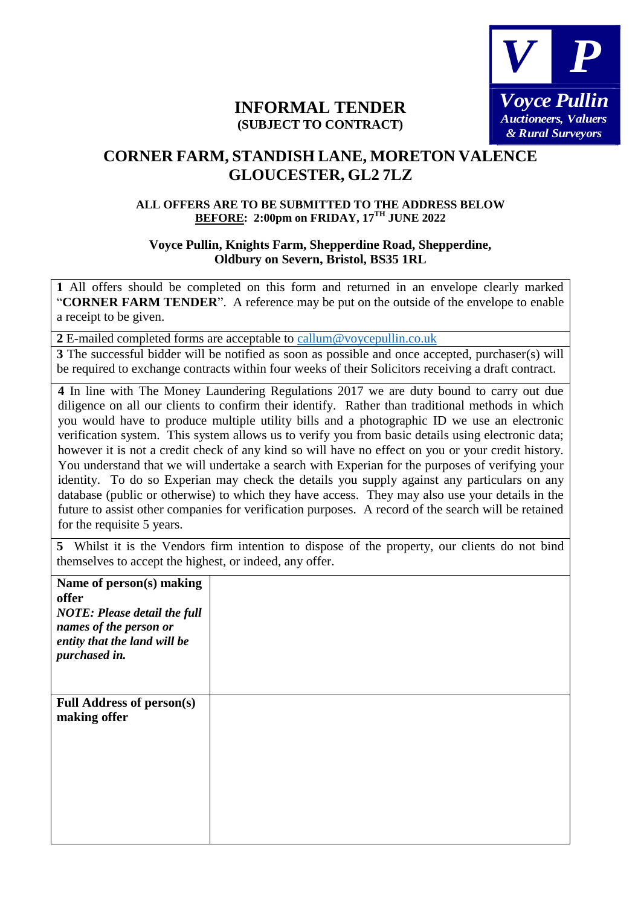Voyce Pullin
Auctioneers, Valuers & Rural Surveyors

# INFORMAL TENDER
**(SUBJECT TO CONTRACT)**

## CORNER FARM, STANDISH LANE, MORETON VALENCE GLOUCESTER, GL2 7LZ

**ALL OFFERS ARE TO BE SUBMITTED TO THE ADDRESS BELOW**
**BEFORE: 2:00pm on FRIDAY, 17TH JUNE 2022**

**Voyce Pullin, Knights Farm, Shepperdine Road, Shepperdine, Oldbury on Severn, Bristol, BS35 1RL**

**1** All offers should be completed on this form and returned in an envelope clearly marked "**CORNER FARM TENDER**". A reference may be put on the outside of the envelope to enable a receipt to be given.

**2** E-mailed completed forms are acceptable to callum@voycepullin.co.uk

**3** The successful bidder will be notified as soon as possible and once accepted, purchaser(s) will be required to exchange contracts within four weeks of their Solicitors receiving a draft contract.

**4** In line with The Money Laundering Regulations 2017 we are duty bound to carry out due diligence on all our clients to confirm their identify. Rather than traditional methods in which you would have to produce multiple utility bills and a photographic ID we use an electronic verification system. This system allows us to verify you from basic details using electronic data; however it is not a credit check of any kind so will have no effect on you or your credit history. You understand that we will undertake a search with Experian for the purposes of verifying your identity. To do so Experian may check the details you supply against any particulars on any database (public or otherwise) to which they have access. They may also use your details in the future to assist other companies for verification purposes. A record of the search will be retained for the requisite 5 years.

**5** Whilst it is the Vendors firm intention to dispose of the property, our clients do not bind themselves to accept the highest, or indeed, any offer.

| | |
|---|---|
| **Name of person(s) making offer** ***NOTE: Please detail the full names of the person or entity that the land will be purchased in.*** | |
| **Full Address of person(s) making offer** | |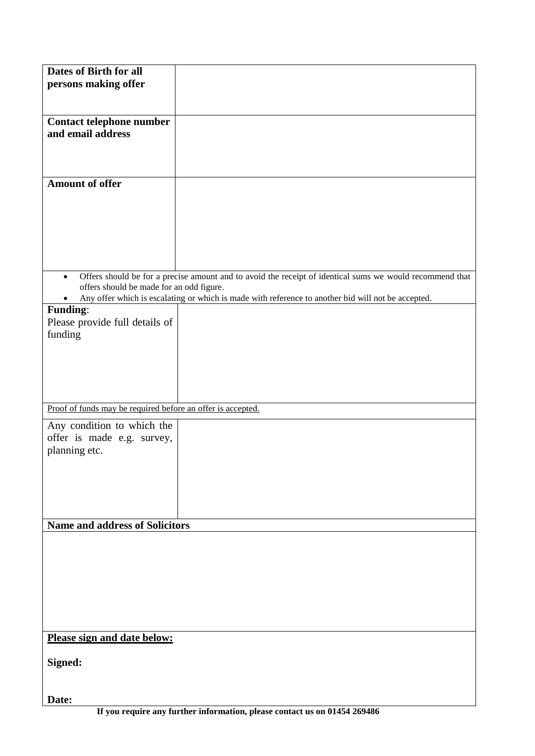| | |
|---|---|
| **Dates of Birth for all persons making offer** | |
| **Contact telephone number and email address** | |
| **Amount of offer** | |

- Offers should be for a precise amount and to avoid the receipt of identical sums we would recommend that offers should be made for an odd figure.
- Any offer which is escalating or which is made with reference to another bid will not be accepted.

| | |
|---|---|
| **Funding**: Please provide full details of funding | |

Proof of funds may be required before an offer is accepted.

| | |
|---|---|
| Any condition to which the offer is made e.g. survey, planning etc. | |

| |
|---|
| **Name and address of Solicitors** |
| |

**Please sign and date below:**

**Signed:**

**Date:**

**If you require any further information, please contact us on 01454 269486**